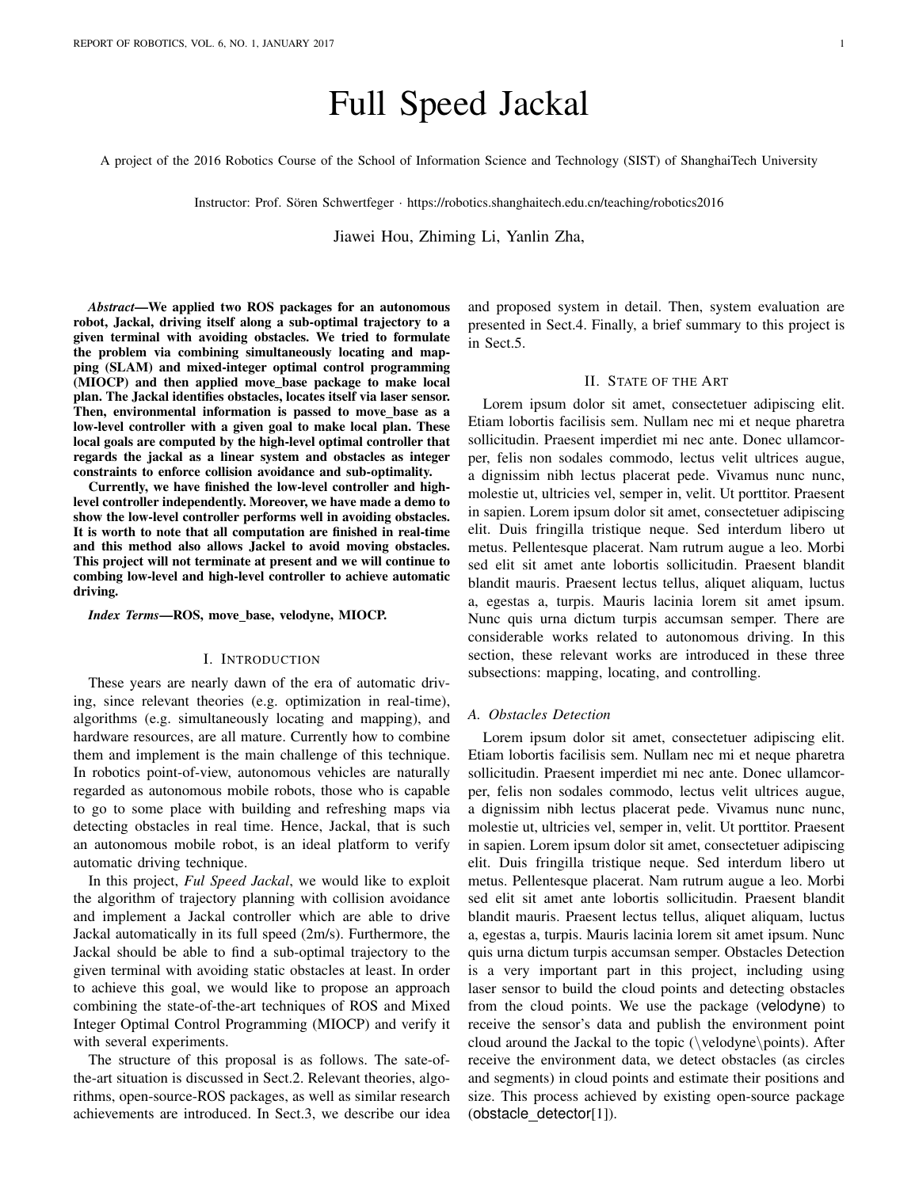# Full Speed Jackal

A project of the 2016 Robotics Course of the School of Information Science and Technology (SIST) of ShanghaiTech University

Instructor: Prof. Sören Schwertfeger · https://robotics.shanghaitech.edu.cn/teaching/robotics2016

Jiawei Hou, Zhiming Li, Yanlin Zha,

***Abstract*—We applied two ROS packages for an autonomous robot, Jackal, driving itself along a sub-optimal trajectory to a given terminal with avoiding obstacles. We tried to formulate the problem via combining simultaneously locating and mapping (SLAM) and mixed-integer optimal control programming (MIOCP) and then applied move_base package to make local plan. The Jackal identifies obstacles, locates itself via laser sensor. Then, environmental information is passed to move_base as a low-level controller with a given goal to make local plan. These local goals are computed by the high-level optimal controller that regards the jackal as a linear system and obstacles as integer constraints to enforce collision avoidance and sub-optimality.**

**Currently, we have finished the low-level controller and high-level controller independently. Moreover, we have made a demo to show the low-level controller performs well in avoiding obstacles. It is worth to note that all computation are finished in real-time and this method also allows Jackel to avoid moving obstacles. This project will not terminate at present and we will continue to combing low-level and high-level controller to achieve automatic driving.**

***Index Terms*—ROS, move_base, velodyne, MIOCP.**

## I. Introduction

These years are nearly dawn of the era of automatic driving, since relevant theories (e.g. optimization in real-time), algorithms (e.g. simultaneously locating and mapping), and hardware resources, are all mature. Currently how to combine them and implement is the main challenge of this technique. In robotics point-of-view, autonomous vehicles are naturally regarded as autonomous mobile robots, those who is capable to go to some place with building and refreshing maps via detecting obstacles in real time. Hence, Jackal, that is such an autonomous mobile robot, is an ideal platform to verify automatic driving technique.

In this project, *Ful Speed Jackal*, we would like to exploit the algorithm of trajectory planning with collision avoidance and implement a Jackal controller which are able to drive Jackal automatically in its full speed (2m/s). Furthermore, the Jackal should be able to find a sub-optimal trajectory to the given terminal with avoiding static obstacles at least. In order to achieve this goal, we would like to propose an approach combining the state-of-the-art techniques of ROS and Mixed Integer Optimal Control Programming (MIOCP) and verify it with several experiments.

The structure of this proposal is as follows. The sate-of-the-art situation is discussed in Sect.2. Relevant theories, algorithms, open-source-ROS packages, as well as similar research achievements are introduced. In Sect.3, we describe our idea and proposed system in detail. Then, system evaluation are presented in Sect.4. Finally, a brief summary to this project is in Sect.5.

## II. State of the Art

Lorem ipsum dolor sit amet, consectetuer adipiscing elit. Etiam lobortis facilisis sem. Nullam nec mi et neque pharetra sollicitudin. Praesent imperdiet mi nec ante. Donec ullamcorper, felis non sodales commodo, lectus velit ultrices augue, a dignissim nibh lectus placerat pede. Vivamus nunc nunc, molestie ut, ultricies vel, semper in, velit. Ut porttitor. Praesent in sapien. Lorem ipsum dolor sit amet, consectetuer adipiscing elit. Duis fringilla tristique neque. Sed interdum libero ut metus. Pellentesque placerat. Nam rutrum augue a leo. Morbi sed elit sit amet ante lobortis sollicitudin. Praesent blandit blandit mauris. Praesent lectus tellus, aliquet aliquam, luctus a, egestas a, turpis. Mauris lacinia lorem sit amet ipsum. Nunc quis urna dictum turpis accumsan semper. There are considerable works related to autonomous driving. In this section, these relevant works are introduced in these three subsections: mapping, locating, and controlling.

### A. Obstacles Detection

Lorem ipsum dolor sit amet, consectetuer adipiscing elit. Etiam lobortis facilisis sem. Nullam nec mi et neque pharetra sollicitudin. Praesent imperdiet mi nec ante. Donec ullamcorper, felis non sodales commodo, lectus velit ultrices augue, a dignissim nibh lectus placerat pede. Vivamus nunc nunc, molestie ut, ultricies vel, semper in, velit. Ut porttitor. Praesent in sapien. Lorem ipsum dolor sit amet, consectetuer adipiscing elit. Duis fringilla tristique neque. Sed interdum libero ut metus. Pellentesque placerat. Nam rutrum augue a leo. Morbi sed elit sit amet ante lobortis sollicitudin. Praesent blandit blandit mauris. Praesent lectus tellus, aliquet aliquam, luctus a, egestas a, turpis. Mauris lacinia lorem sit amet ipsum. Nunc quis urna dictum turpis accumsan semper. Obstacles Detection is a very important part in this project, including using laser sensor to build the cloud points and detecting obstacles from the cloud points. We use the package (velodyne) to receive the sensor's data and publish the environment point cloud around the Jackal to the topic (\velodyne\points). After receive the environment data, we detect obstacles (as circles and segments) in cloud points and estimate their positions and size. This process achieved by existing open-source package (obstacle_detector[1]).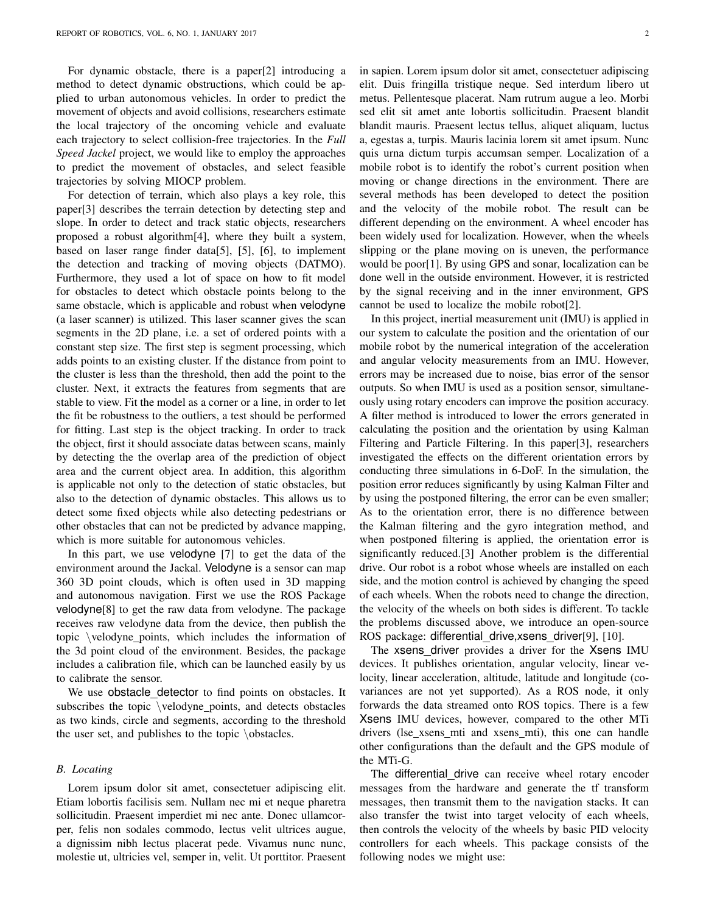For dynamic obstacle, there is a paper[2] introducing a method to detect dynamic obstructions, which could be applied to urban autonomous vehicles. In order to predict the movement of objects and avoid collisions, researchers estimate the local trajectory of the oncoming vehicle and evaluate each trajectory to select collision-free trajectories. In the *Full Speed Jackel* project, we would like to employ the approaches to predict the movement of obstacles, and select feasible trajectories by solving MIOCP problem.

For detection of terrain, which also plays a key role, this paper[3] describes the terrain detection by detecting step and slope. In order to detect and track static objects, researchers proposed a robust algorithm[4], where they built a system, based on laser range finder data[5], [5], [6], to implement the detection and tracking of moving objects (DATMO). Furthermore, they used a lot of space on how to fit model for obstacles to detect which obstacle points belong to the same obstacle, which is applicable and robust when velodyne (a laser scanner) is utilized. This laser scanner gives the scan segments in the 2D plane, i.e. a set of ordered points with a constant step size. The first step is segment processing, which adds points to an existing cluster. If the distance from point to the cluster is less than the threshold, then add the point to the cluster. Next, it extracts the features from segments that are stable to view. Fit the model as a corner or a line, in order to let the fit be robustness to the outliers, a test should be performed for fitting. Last step is the object tracking. In order to track the object, first it should associate datas between scans, mainly by detecting the the overlap area of the prediction of object area and the current object area. In addition, this algorithm is applicable not only to the detection of static obstacles, but also to the detection of dynamic obstacles. This allows us to detect some fixed objects while also detecting pedestrians or other obstacles that can not be predicted by advance mapping, which is more suitable for autonomous vehicles.

In this part, we use velodyne [7] to get the data of the environment around the Jackal. Velodyne is a sensor can map 360 3D point clouds, which is often used in 3D mapping and autonomous navigation. First we use the ROS Package velodyne[8] to get the raw data from velodyne. The package receives raw velodyne data from the device, then publish the topic \velodyne_points, which includes the information of the 3d point cloud of the environment. Besides, the package includes a calibration file, which can be launched easily by us to calibrate the sensor.

We use obstacle_detector to find points on obstacles. It subscribes the topic \velodyne_points, and detects obstacles as two kinds, circle and segments, according to the threshold the user set, and publishes to the topic \obstacles.

### B. Locating

Lorem ipsum dolor sit amet, consectetuer adipiscing elit. Etiam lobortis facilisis sem. Nullam nec mi et neque pharetra sollicitudin. Praesent imperdiet mi nec ante. Donec ullamcorper, felis non sodales commodo, lectus velit ultrices augue, a dignissim nibh lectus placerat pede. Vivamus nunc nunc, molestie ut, ultricies vel, semper in, velit. Ut porttitor. Praesent in sapien. Lorem ipsum dolor sit amet, consectetuer adipiscing elit. Duis fringilla tristique neque. Sed interdum libero ut metus. Pellentesque placerat. Nam rutrum augue a leo. Morbi sed elit sit amet ante lobortis sollicitudin. Praesent blandit blandit mauris. Praesent lectus tellus, aliquet aliquam, luctus a, egestas a, turpis. Mauris lacinia lorem sit amet ipsum. Nunc quis urna dictum turpis accumsan semper. Localization of a mobile robot is to identify the robot's current position when moving or change directions in the environment. There are several methods has been developed to detect the position and the velocity of the mobile robot. The result can be different depending on the environment. A wheel encoder has been widely used for localization. However, when the wheels slipping or the plane moving on is uneven, the performance would be poor[1]. By using GPS and sonar, localization can be done well in the outside environment. However, it is restricted by the signal receiving and in the inner environment, GPS cannot be used to localize the mobile robot[2].

In this project, inertial measurement unit (IMU) is applied in our system to calculate the position and the orientation of our mobile robot by the numerical integration of the acceleration and angular velocity measurements from an IMU. However, errors may be increased due to noise, bias error of the sensor outputs. So when IMU is used as a position sensor, simultaneously using rotary encoders can improve the position accuracy. A filter method is introduced to lower the errors generated in calculating the position and the orientation by using Kalman Filtering and Particle Filtering. In this paper[3], researchers investigated the effects on the different orientation errors by conducting three simulations in 6-DoF. In the simulation, the position error reduces significantly by using Kalman Filter and by using the postponed filtering, the error can be even smaller; As to the orientation error, there is no difference between the Kalman filtering and the gyro integration method, and when postponed filtering is applied, the orientation error is significantly reduced.[3] Another problem is the differential drive. Our robot is a robot whose wheels are installed on each side, and the motion control is achieved by changing the speed of each wheels. When the robots need to change the direction, the velocity of the wheels on both sides is different. To tackle the problems discussed above, we introduce an open-source ROS package: differential_drive,xsens_driver[9], [10].

The xsens_driver provides a driver for the Xsens IMU devices. It publishes orientation, angular velocity, linear velocity, linear acceleration, altitude, latitude and longitude (covariances are not yet supported). As a ROS node, it only forwards the data streamed onto ROS topics. There is a few Xsens IMU devices, however, compared to the other MTi drivers (lse_xsens_mti and xsens_mti), this one can handle other configurations than the default and the GPS module of the MTi-G.

The differential_drive can receive wheel rotary encoder messages from the hardware and generate the tf transform messages, then transmit them to the navigation stacks. It can also transfer the twist into target velocity of each wheels, then controls the velocity of the wheels by basic PID velocity controllers for each wheels. This package consists of the following nodes we might use: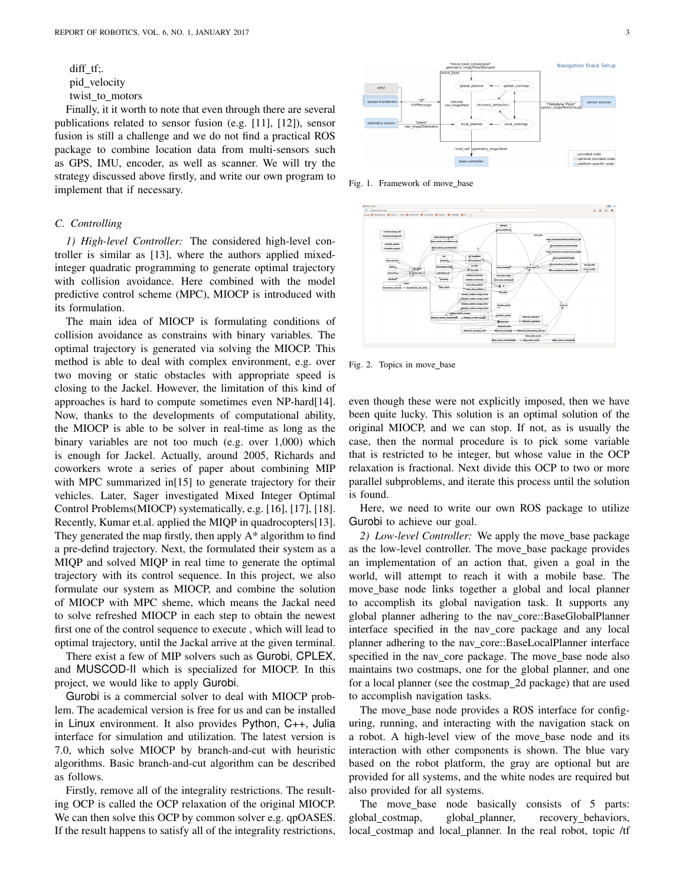diff_tf;.
pid_velocity
twist_to_motors

Finally, it it worth to note that even through there are several publications related to sensor fusion (e.g. [11], [12]), sensor fusion is still a challenge and we do not find a practical ROS package to combine location data from multi-sensors such as GPS, IMU, encoder, as well as scanner. We will try the strategy discussed above firstly, and write our own program to implement that if necessary.

### C. Controlling

*1) High-level Controller:* The considered high-level controller is similar as [13], where the authors applied mixed-integer quadratic programming to generate optimal trajectory with collision avoidance. Here combined with the model predictive control scheme (MPC), MIOCP is introduced with its formulation.

The main idea of MIOCP is formulating conditions of collision avoidance as constrains with binary variables. The optimal trajectory is generated via solving the MIOCP. This method is able to deal with complex environment, e.g. over two moving or static obstacles with appropriate speed is closing to the Jackel. However, the limitation of this kind of approaches is hard to compute sometimes even NP-hard[14]. Now, thanks to the developments of computational ability, the MIOCP is able to be solver in real-time as long as the binary variables are not too much (e.g. over 1,000) which is enough for Jackel. Actually, around 2005, Richards and coworkers wrote a series of paper about combining MIP with MPC summarized in[15] to generate trajectory for their vehicles. Later, Sager investigated Mixed Integer Optimal Control Problems(MIOCP) systematically, e.g. [16], [17], [18]. Recently, Kumar et.al. applied the MIQP in quadrocopters[13]. They generated the map firstly, then apply A* algorithm to find a pre-defind trajectory. Next, the formulated their system as a MIQP and solved MIQP in real time to generate the optimal trajectory with its control sequence. In this project, we also formulate our system as MIOCP, and combine the solution of MIOCP with MPC sheme, which means the Jackal need to solve refreshed MIOCP in each step to obtain the newest first one of the control sequence to execute , which will lead to optimal trajectory, until the Jackal arrive at the given terminal.

There exist a few of MIP solvers such as Gurobi, CPLEX, and MUSCOD-II which is specialized for MIOCP. In this project, we would like to apply Gurobi.

Gurobi is a commercial solver to deal with MIOCP problem. The academical version is free for us and can be installed in Linux environment. It also provides Python, C++, Julia interface for simulation and utilization. The latest version is 7.0, which solve MIOCP by branch-and-cut with heuristic algorithms. Basic branch-and-cut algorithm can be described as follows.

Firstly, remove all of the integrality restrictions. The resulting OCP is called the OCP relaxation of the original MIOCP. We can then solve this OCP by common solver e.g. qpOASES. If the result happens to satisfy all of the integrality restrictions, even though these were not explicitly imposed, then we have been quite lucky. This solution is an optimal solution of the original MIOCP, and we can stop. If not, as is usually the case, then the normal procedure is to pick some variable that is restricted to be integer, but whose value in the OCP relaxation is fractional. Next divide this OCP to two or more parallel subproblems, and iterate this process until the solution is found.

Fig. 1. Framework of move_base

Fig. 2. Topics in move_base

Here, we need to write our own ROS package to utilize Gurobi to achieve our goal.

*2) Low-level Controller:* We apply the move_base package as the low-level controller. The move_base package provides an implementation of an action that, given a goal in the world, will attempt to reach it with a mobile base. The move_base node links together a global and local planner to accomplish its global navigation task. It supports any global planner adhering to the nav_core::BaseGlobalPlanner interface specified in the nav_core package and any local planner adhering to the nav_core::BaseLocalPlanner interface specified in the nav_core package. The move_base node also maintains two costmaps, one for the global planner, and one for a local planner (see the costmap_2d package) that are used to accomplish navigation tasks.

The move_base node provides a ROS interface for configuring, running, and interacting with the navigation stack on a robot. A high-level view of the move_base node and its interaction with other components is shown. The blue vary based on the robot platform, the gray are optional but are provided for all systems, and the white nodes are required but also provided for all systems.

The move_base node basically consists of 5 parts: global_costmap, global_planner, recovery_behaviors, local_costmap and local_planner. In the real robot, topic /tf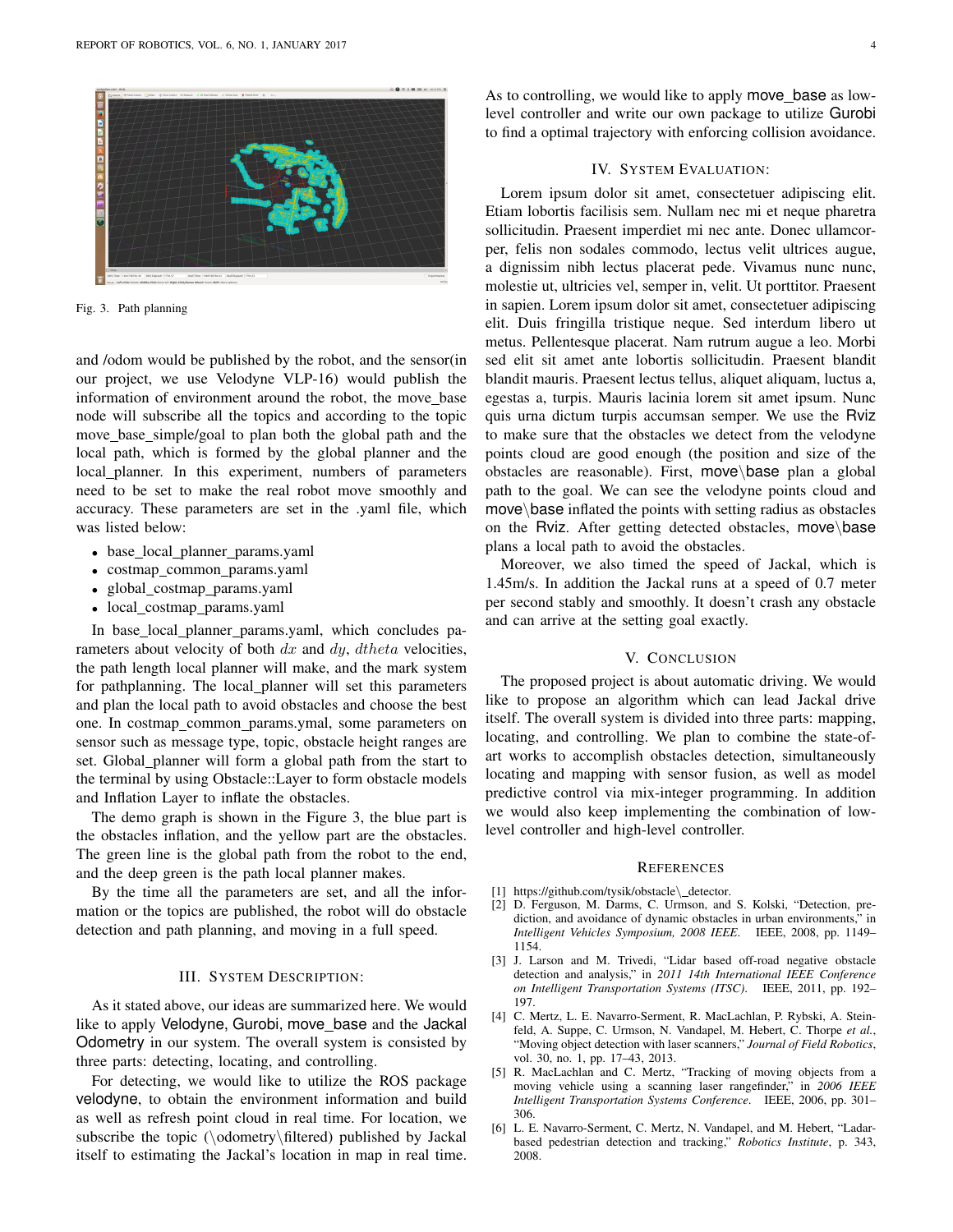Fig. 3. Path planning

and /odom would be published by the robot, and the sensor(in our project, we use Velodyne VLP-16) would publish the information of environment around the robot, the move_base node will subscribe all the topics and according to the topic move_base_simple/goal to plan both the global path and the local path, which is formed by the global planner and the local_planner. In this experiment, numbers of parameters need to be set to make the real robot move smoothly and accuracy. These parameters are set in the .yaml file, which was listed below:

- base_local_planner_params.yaml
- costmap_common_params.yaml
- global_costmap_params.yaml
- local_costmap_params.yaml

In base_local_planner_params.yaml, which concludes parameters about velocity of both $dx$ and $dy$, $dtheta$ velocities, the path length local planner will make, and the mark system for pathplanning. The local_planner will set this parameters and plan the local path to avoid obstacles and choose the best one. In costmap_common_params.ymal, some parameters on sensor such as message type, topic, obstacle height ranges are set. Global_planner will form a global path from the start to the terminal by using Obstacle::Layer to form obstacle models and Inflation Layer to inflate the obstacles.

The demo graph is shown in the Figure 3, the blue part is the obstacles inflation, and the yellow part are the obstacles. The green line is the global path from the robot to the end, and the deep green is the path local planner makes.

By the time all the parameters are set, and all the information or the topics are published, the robot will do obstacle detection and path planning, and moving in a full speed.

## III. System Description:

As it stated above, our ideas are summarized here. We would like to apply Velodyne, Gurobi, move_base and the Jackal Odometry in our system. The overall system is consisted by three parts: detecting, locating, and controlling.

For detecting, we would like to utilize the ROS package velodyne, to obtain the environment information and build as well as refresh point cloud in real time. For location, we subscribe the topic (\odometry\filtered) published by Jackal itself to estimating the Jackal's location in map in real time. As to controlling, we would like to apply move_base as low-level controller and write our own package to utilize Gurobi to find a optimal trajectory with enforcing collision avoidance.

## IV. System Evaluation:

Lorem ipsum dolor sit amet, consectetuer adipiscing elit. Etiam lobortis facilisis sem. Nullam nec mi et neque pharetra sollicitudin. Praesent imperdiet mi nec ante. Donec ullamcorper, felis non sodales commodo, lectus velit ultrices augue, a dignissim nibh lectus placerat pede. Vivamus nunc nunc, molestie ut, ultricies vel, semper in, velit. Ut porttitor. Praesent in sapien. Lorem ipsum dolor sit amet, consectetuer adipiscing elit. Duis fringilla tristique neque. Sed interdum libero ut metus. Pellentesque placerat. Nam rutrum augue a leo. Morbi sed elit sit amet ante lobortis sollicitudin. Praesent blandit blandit mauris. Praesent lectus tellus, aliquet aliquam, luctus a, egestas a, turpis. Mauris lacinia lorem sit amet ipsum. Nunc quis urna dictum turpis accumsan semper. We use the Rviz to make sure that the obstacles we detect from the velodyne points cloud are good enough (the position and size of the obstacles are reasonable). First, move\base plan a global path to the goal. We can see the velodyne points cloud and move\base inflated the points with setting radius as obstacles on the Rviz. After getting detected obstacles, move\base plans a local path to avoid the obstacles.

Moreover, we also timed the speed of Jackal, which is 1.45m/s. In addition the Jackal runs at a speed of 0.7 meter per second stably and smoothly. It doesn't crash any obstacle and can arrive at the setting goal exactly.

## V. Conclusion

The proposed project is about automatic driving. We would like to propose an algorithm which can lead Jackal drive itself. The overall system is divided into three parts: mapping, locating, and controlling. We plan to combine the state-of-art works to accomplish obstacles detection, simultaneously locating and mapping with sensor fusion, as well as model predictive control via mix-integer programming. In addition we would also keep implementing the combination of low-level controller and high-level controller.

## References

[1] https://github.com/tysik/obstacle\_detector.

[2] D. Ferguson, M. Darms, C. Urmson, and S. Kolski, "Detection, prediction, and avoidance of dynamic obstacles in urban environments," in *Intelligent Vehicles Symposium, 2008 IEEE*. IEEE, 2008, pp. 1149–1154.

[3] J. Larson and M. Trivedi, "Lidar based off-road negative obstacle detection and analysis," in *2011 14th International IEEE Conference on Intelligent Transportation Systems (ITSC)*. IEEE, 2011, pp. 192–197.

[4] C. Mertz, L. E. Navarro-Serment, R. MacLachlan, P. Rybski, A. Steinfeld, A. Suppe, C. Urmson, N. Vandapel, M. Hebert, C. Thorpe *et al.*, "Moving object detection with laser scanners," *Journal of Field Robotics*, vol. 30, no. 1, pp. 17–43, 2013.

[5] R. MacLachlan and C. Mertz, "Tracking of moving objects from a moving vehicle using a scanning laser rangefinder," in *2006 IEEE Intelligent Transportation Systems Conference*. IEEE, 2006, pp. 301–306.

[6] L. E. Navarro-Serment, C. Mertz, N. Vandapel, and M. Hebert, "Ladar-based pedestrian detection and tracking," *Robotics Institute*, p. 343, 2008.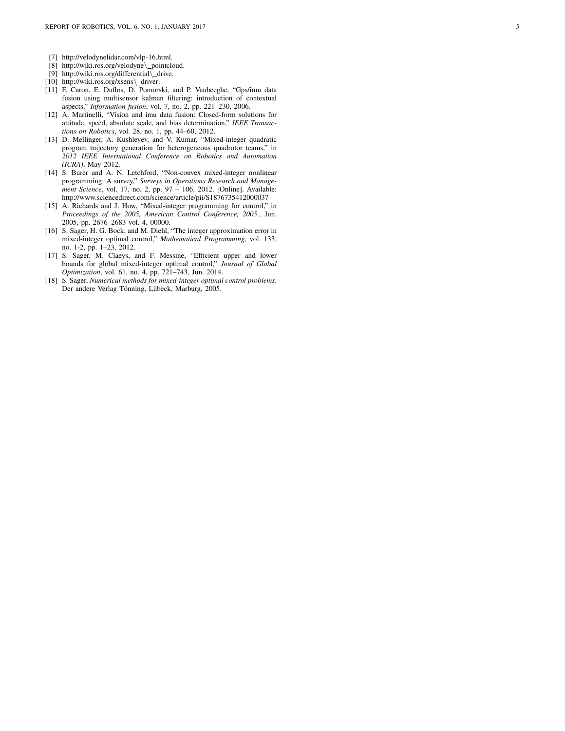[7] http://velodynelidar.com/vlp-16.html.

[8] http://wiki.ros.org/velodyne\_pointcloud.

[9] http://wiki.ros.org/differential\_drive.

[10] http://wiki.ros.org/xsens\_driver.

[11] F. Caron, E. Duflos, D. Pomorski, and P. Vanheeghe, "Gps/imu data fusion using multisensor kalman filtering: introduction of contextual aspects," *Information fusion*, vol. 7, no. 2, pp. 221–230, 2006.

[12] A. Martinelli, "Vision and imu data fusion: Closed-form solutions for attitude, speed, absolute scale, and bias determination," *IEEE Transactions on Robotics*, vol. 28, no. 1, pp. 44–60, 2012.

[13] D. Mellinger, A. Kushleyev, and V. Kumar, "Mixed-integer quadratic program trajectory generation for heterogeneous quadrotor teams," in *2012 IEEE International Conference on Robotics and Automation (ICRA)*, May 2012.

[14] S. Burer and A. N. Letchford, "Non-convex mixed-integer nonlinear programming: A survey," *Surveys in Operations Research and Management Science*, vol. 17, no. 2, pp. 97 – 106, 2012. [Online]. Available: http://www.sciencedirect.com/science/article/pii/S1876735412000037

[15] A. Richards and J. How, "Mixed-integer programming for control," in *Proceedings of the 2005, American Control Conference, 2005.*, Jun. 2005, pp. 2676–2683 vol. 4, 00000.

[16] S. Sager, H. G. Bock, and M. Diehl, "The integer approximation error in mixed-integer optimal control," *Mathematical Programming*, vol. 133, no. 1-2, pp. 1–23, 2012.

[17] S. Sager, M. Claeys, and F. Messine, "Efficient upper and lower bounds for global mixed-integer optimal control," *Journal of Global Optimization*, vol. 61, no. 4, pp. 721–743, Jun. 2014.

[18] S. Sager, *Numerical methods for mixed-integer optimal control problems*. Der andere Verlag Tönning, Lübeck, Marburg, 2005.